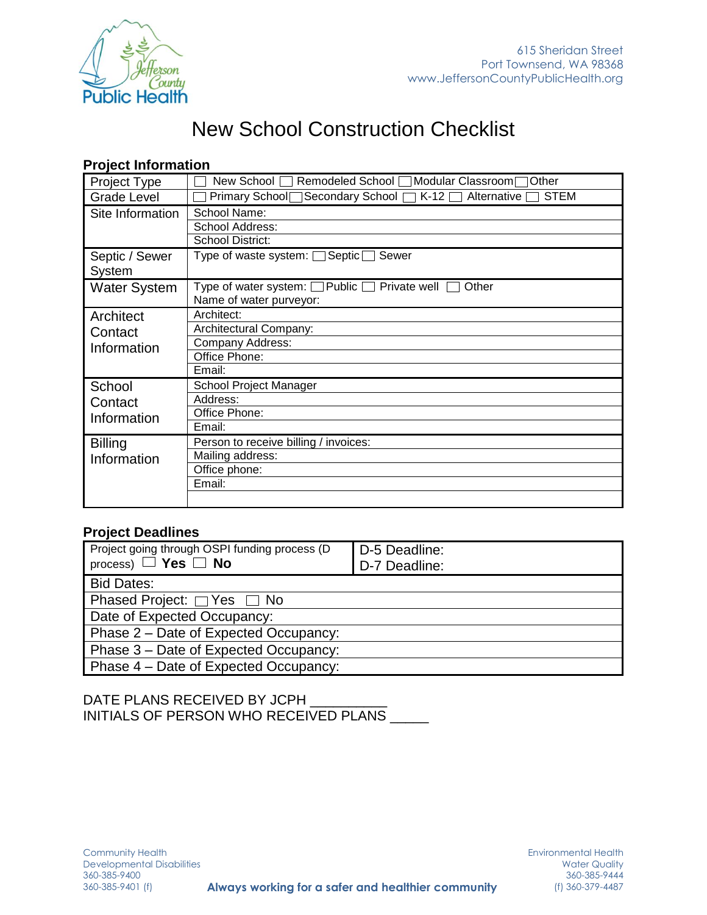615 Sheridan Street
Port Townsend, WA 98368
www.JeffersonCountyPublicHealth.org

# New School Construction Checklist

## Project Information

| | |
|---|---|
| Project Type | ☐ New School ☐ Remodeled School ☐ Modular Classroom ☐ Other |
| Grade Level | ☐ Primary School ☐ Secondary School ☐ K-12 ☐ Alternative ☐ STEM |
| Site Information | School Name: |
| | School Address: |
| | School District: |
| Septic / Sewer System | Type of waste system: ☐ Septic ☐ Sewer |
| Water System | Type of water system: ☐ Public ☐ Private well ☐ Other<br>Name of water purveyor: |
| Architect Contact Information | Architect: |
| | Architectural Company: |
| | Company Address: |
| | Office Phone: |
| | Email: |
| School Contact Information | School Project Manager |
| | Address: |
| | Office Phone: |
| | Email: |
| Billing Information | Person to receive billing / invoices: |
| | Mailing address: |
| | Office phone: |
| | Email: |
| | |

## Project Deadlines

| | |
|---|---|
| Project going through OSPI funding process (D process) ☐ **Yes** ☐ **No** | D-5 Deadline:<br>D-7 Deadline: |
| Bid Dates: | |
| Phased Project: ☐ Yes ☐ No | |
| Date of Expected Occupancy: | |
| Phase 2 – Date of Expected Occupancy: | |
| Phase 3 – Date of Expected Occupancy: | |
| Phase 4 – Date of Expected Occupancy: | |

DATE PLANS RECEIVED BY JCPH __________
INITIALS OF PERSON WHO RECEIVED PLANS _____

Community Health
Developmental Disabilities
360-385-9400
360-385-9401 (f)

**Always working for a safer and healthier community**

Environmental Health
Water Quality
360-385-9444
(f) 360-379-4487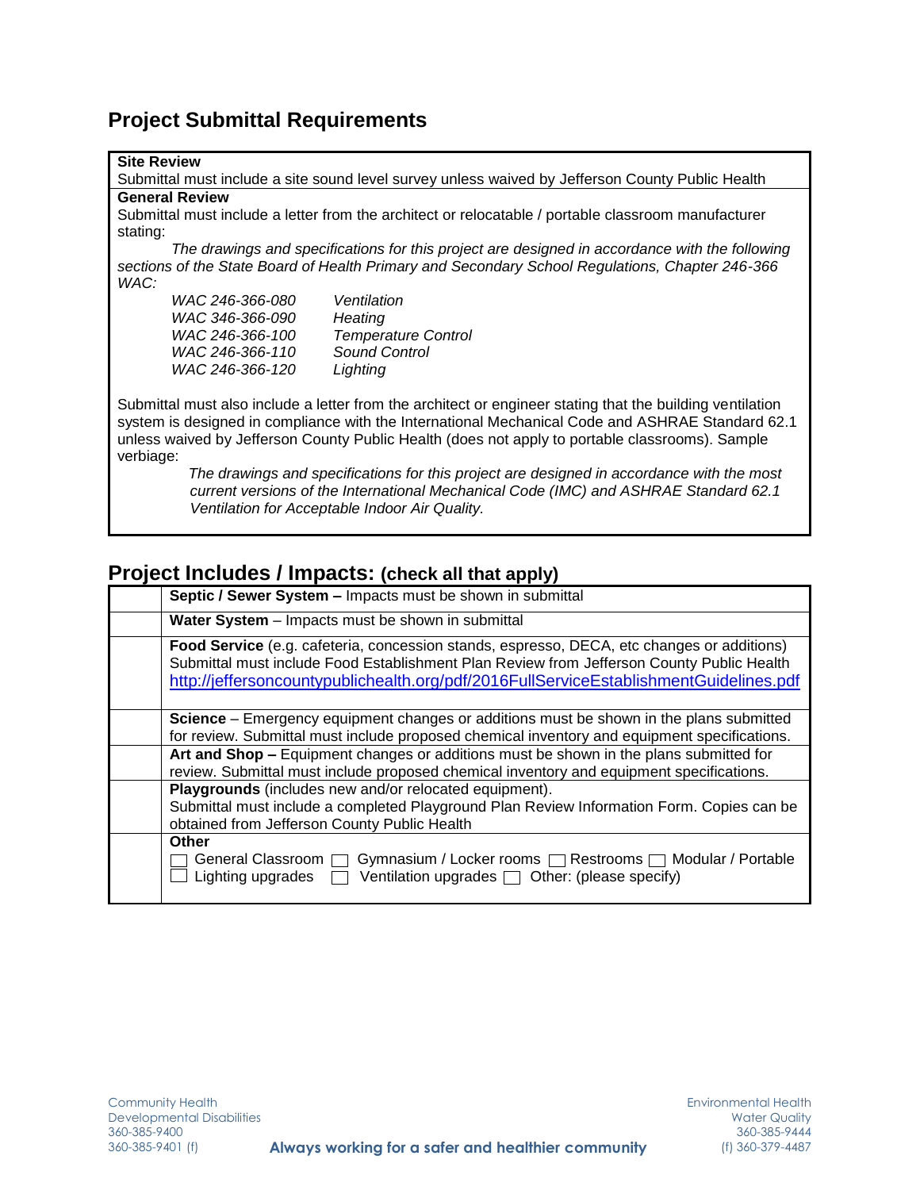## Project Submittal Requirements

**Site Review**

Submittal must include a site sound level survey unless waived by Jefferson County Public Health

**General Review**

Submittal must include a letter from the architect or relocatable / portable classroom manufacturer stating:

*The drawings and specifications for this project are designed in accordance with the following sections of the State Board of Health Primary and Secondary School Regulations, Chapter 246-366 WAC:*

| | |
|---|---|
| *WAC 246-366-080* | *Ventilation* |
| *WAC 346-366-090* | *Heating* |
| *WAC 246-366-100* | *Temperature Control* |
| *WAC 246-366-110* | *Sound Control* |
| *WAC 246-366-120* | *Lighting* |

Submittal must also include a letter from the architect or engineer stating that the building ventilation system is designed in compliance with the International Mechanical Code and ASHRAE Standard 62.1 unless waived by Jefferson County Public Health (does not apply to portable classrooms). Sample verbiage:

*The drawings and specifications for this project are designed in accordance with the most current versions of the International Mechanical Code (IMC) and ASHRAE Standard 62.1 Ventilation for Acceptable Indoor Air Quality.*

## Project Includes / Impacts: (check all that apply)

| | |
|---|---|
| | **Septic / Sewer System –** Impacts must be shown in submittal |
| | **Water System** – Impacts must be shown in submittal |
| | **Food Service** (e.g. cafeteria, concession stands, espresso, DECA, etc changes or additions) Submittal must include Food Establishment Plan Review from Jefferson County Public Health http://jeffersoncountypublichealth.org/pdf/2016FullServiceEstablishmentGuidelines.pdf |
| | **Science** – Emergency equipment changes or additions must be shown in the plans submitted for review. Submittal must include proposed chemical inventory and equipment specifications. |
| | **Art and Shop –** Equipment changes or additions must be shown in the plans submitted for review. Submittal must include proposed chemical inventory and equipment specifications. |
| | **Playgrounds** (includes new and/or relocated equipment). Submittal must include a completed Playground Plan Review Information Form. Copies can be obtained from Jefferson County Public Health |
| | **Other** ☐ General Classroom ☐ Gymnasium / Locker rooms ☐ Restrooms ☐ Modular / Portable ☐ Lighting upgrades ☐ Ventilation upgrades ☐ Other: (please specify) |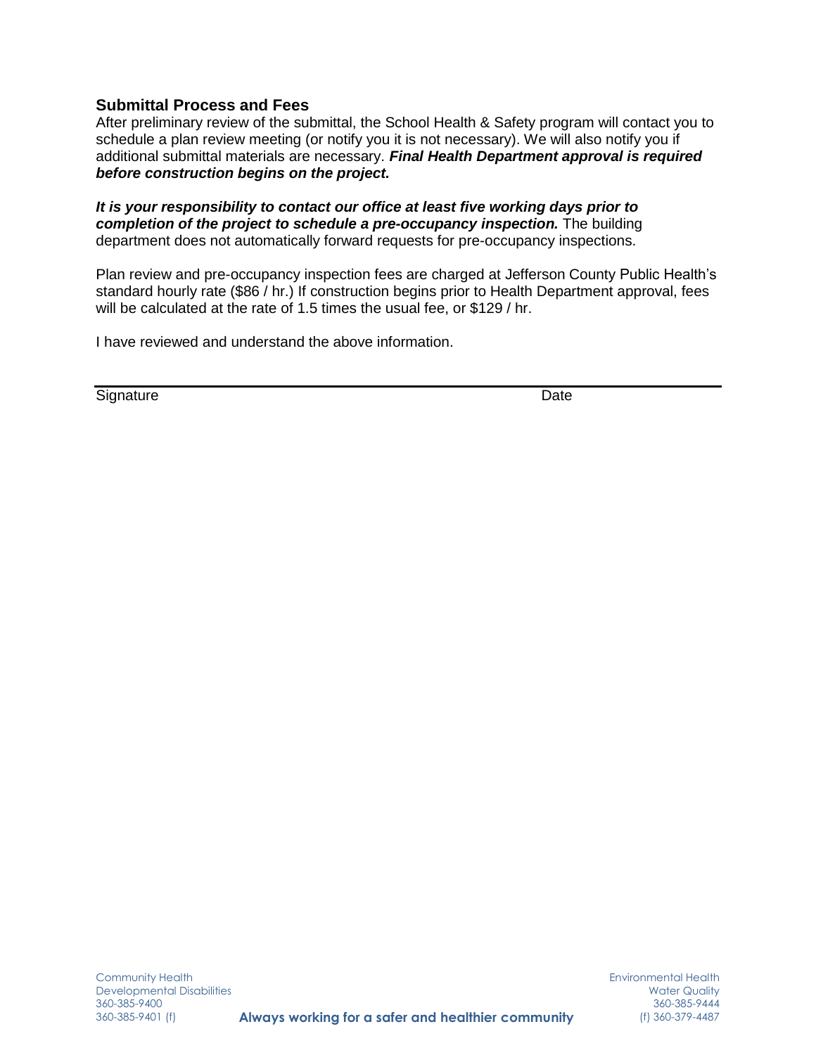## Submittal Process and Fees

After preliminary review of the submittal, the School Health & Safety program will contact you to schedule a plan review meeting (or notify you it is not necessary). We will also notify you if additional submittal materials are necessary. ***Final Health Department approval is required before construction begins on the project.***

***It is your responsibility to contact our office at least five working days prior to completion of the project to schedule a pre-occupancy inspection.*** The building department does not automatically forward requests for pre-occupancy inspections.

Plan review and pre-occupancy inspection fees are charged at Jefferson County Public Health's standard hourly rate ($86 / hr.) If construction begins prior to Health Department approval, fees will be calculated at the rate of 1.5 times the usual fee, or $129 / hr.

I have reviewed and understand the above information.

Signature Date